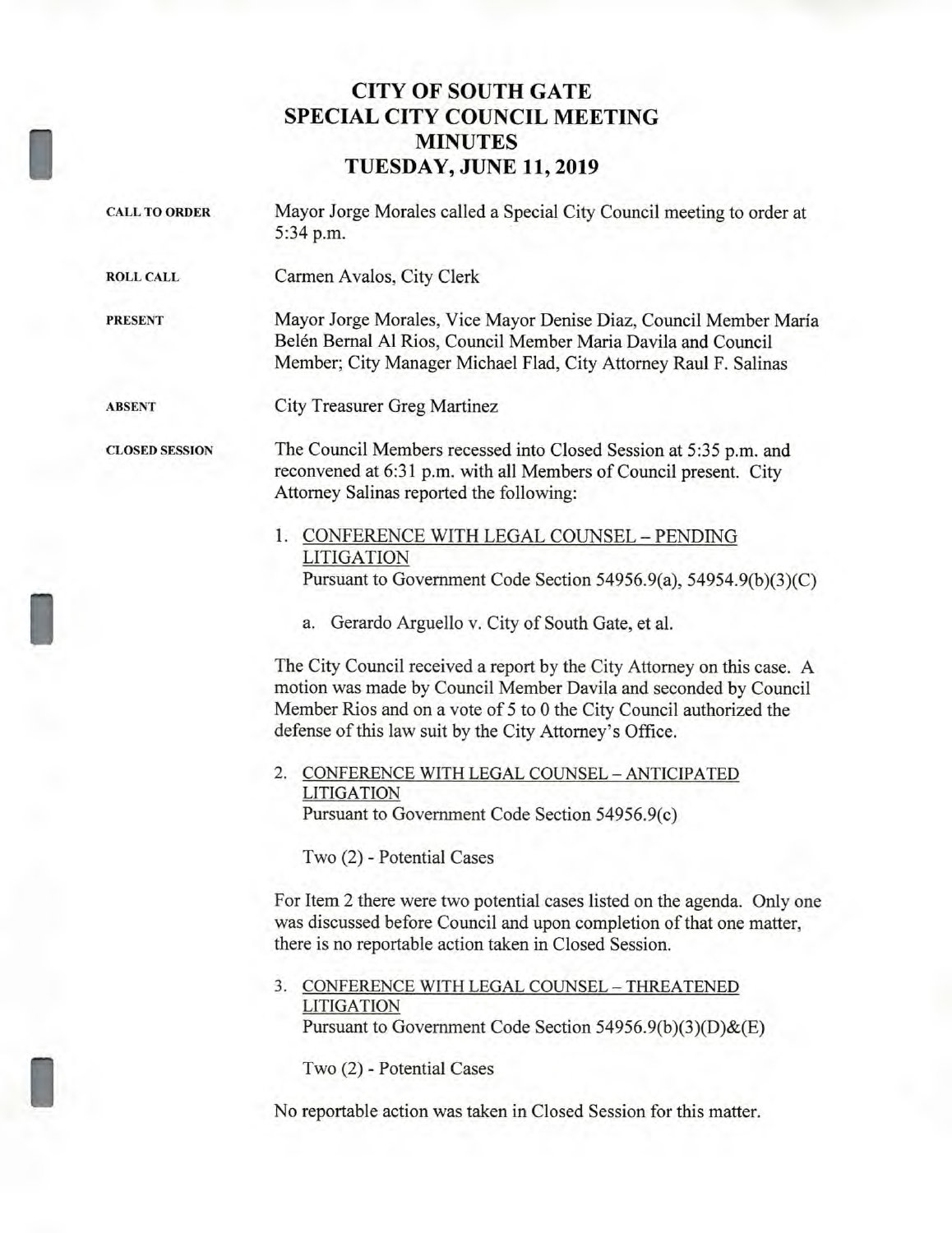# CITY OF SOUTH GATE
# SPECIAL CITY COUNCIL MEETING
# MINUTES
# TUESDAY, JUNE 11, 2019

**CALL TO ORDER**

Mayor Jorge Morales called a Special City Council meeting to order at 5:34 p.m.

**ROLL CALL**

Carmen Avalos, City Clerk

**PRESENT**

Mayor Jorge Morales, Vice Mayor Denise Diaz, Council Member María Belén Bernal Al Rios, Council Member Maria Davila and Council Member; City Manager Michael Flad, City Attorney Raul F. Salinas

**ABSENT**

City Treasurer Greg Martinez

**CLOSED SESSION**

The Council Members recessed into Closed Session at 5:35 p.m. and reconvened at 6:31 p.m. with all Members of Council present. City Attorney Salinas reported the following:

1. CONFERENCE WITH LEGAL COUNSEL – PENDING LITIGATION
   Pursuant to Government Code Section 54956.9(a), 54954.9(b)(3)(C)

   a. Gerardo Arguello v. City of South Gate, et al.

The City Council received a report by the City Attorney on this case. A motion was made by Council Member Davila and seconded by Council Member Rios and on a vote of 5 to 0 the City Council authorized the defense of this law suit by the City Attorney's Office.

2. CONFERENCE WITH LEGAL COUNSEL – ANTICIPATED LITIGATION
   Pursuant to Government Code Section 54956.9(c)

   Two (2) - Potential Cases

For Item 2 there were two potential cases listed on the agenda. Only one was discussed before Council and upon completion of that one matter, there is no reportable action taken in Closed Session.

3. CONFERENCE WITH LEGAL COUNSEL – THREATENED LITIGATION
   Pursuant to Government Code Section 54956.9(b)(3)(D)&(E)

   Two (2) - Potential Cases

No reportable action was taken in Closed Session for this matter.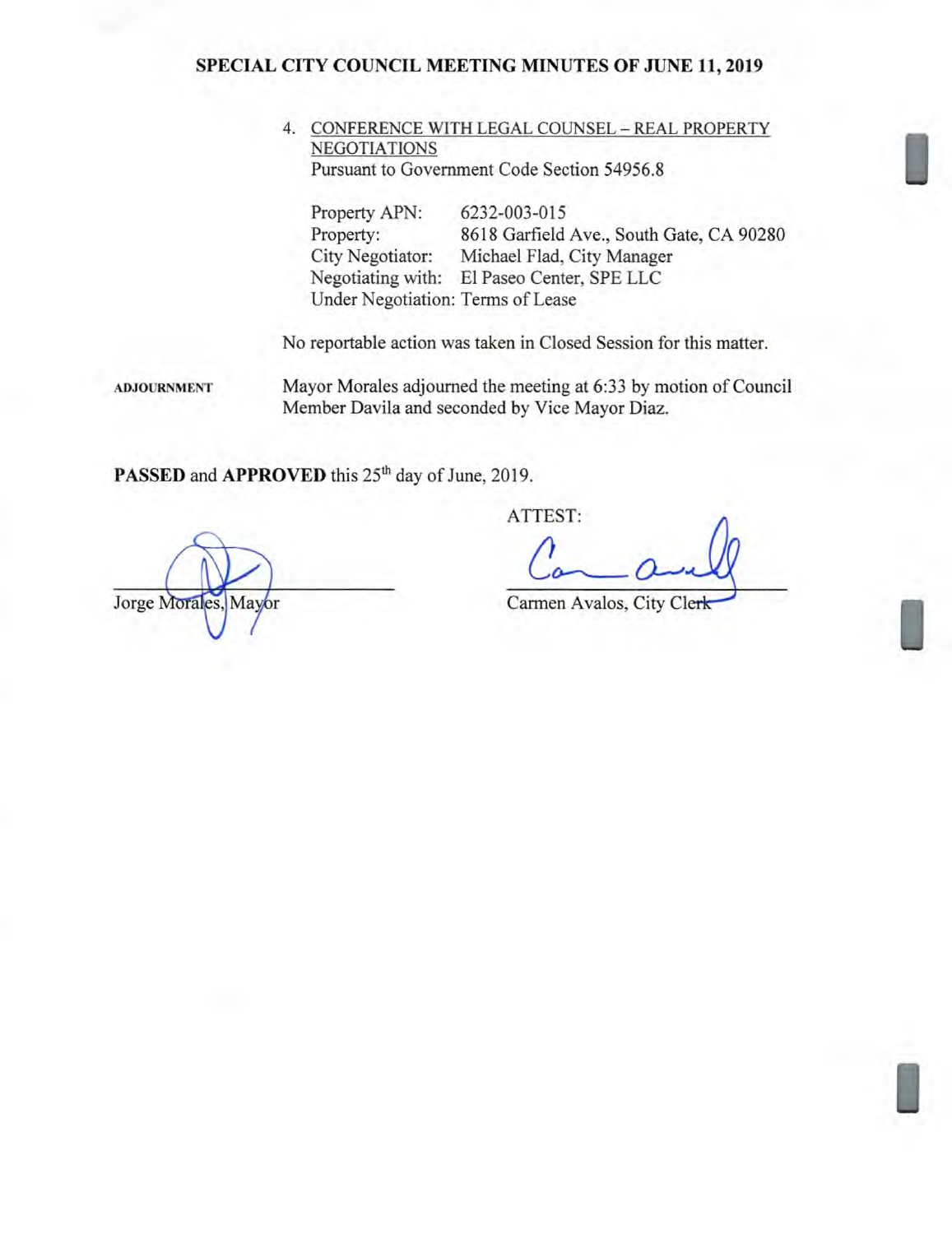## SPECIAL CITY COUNCIL MEETING MINUTES OF JUNE 11, 2019

4. CONFERENCE WITH LEGAL COUNSEL – REAL PROPERTY NEGOTIATIONS
   Pursuant to Government Code Section 54956.8

   | | |
   |---|---|
   | Property APN: | 6232-003-015 |
   | Property: | 8618 Garfield Ave., South Gate, CA 90280 |
   | City Negotiator: | Michael Flad, City Manager |
   | Negotiating with: | El Paseo Center, SPE LLC |
   | Under Negotiation: | Terms of Lease |

   No reportable action was taken in Closed Session for this matter.

**ADJOURNMENT** Mayor Morales adjourned the meeting at 6:33 by motion of Council Member Davila and seconded by Vice Mayor Diaz.

**PASSED** and **APPROVED** this 25[th] day of June, 2019.

ATTEST:

Jorge Morales, Mayor

Carmen Avalos, City Clerk